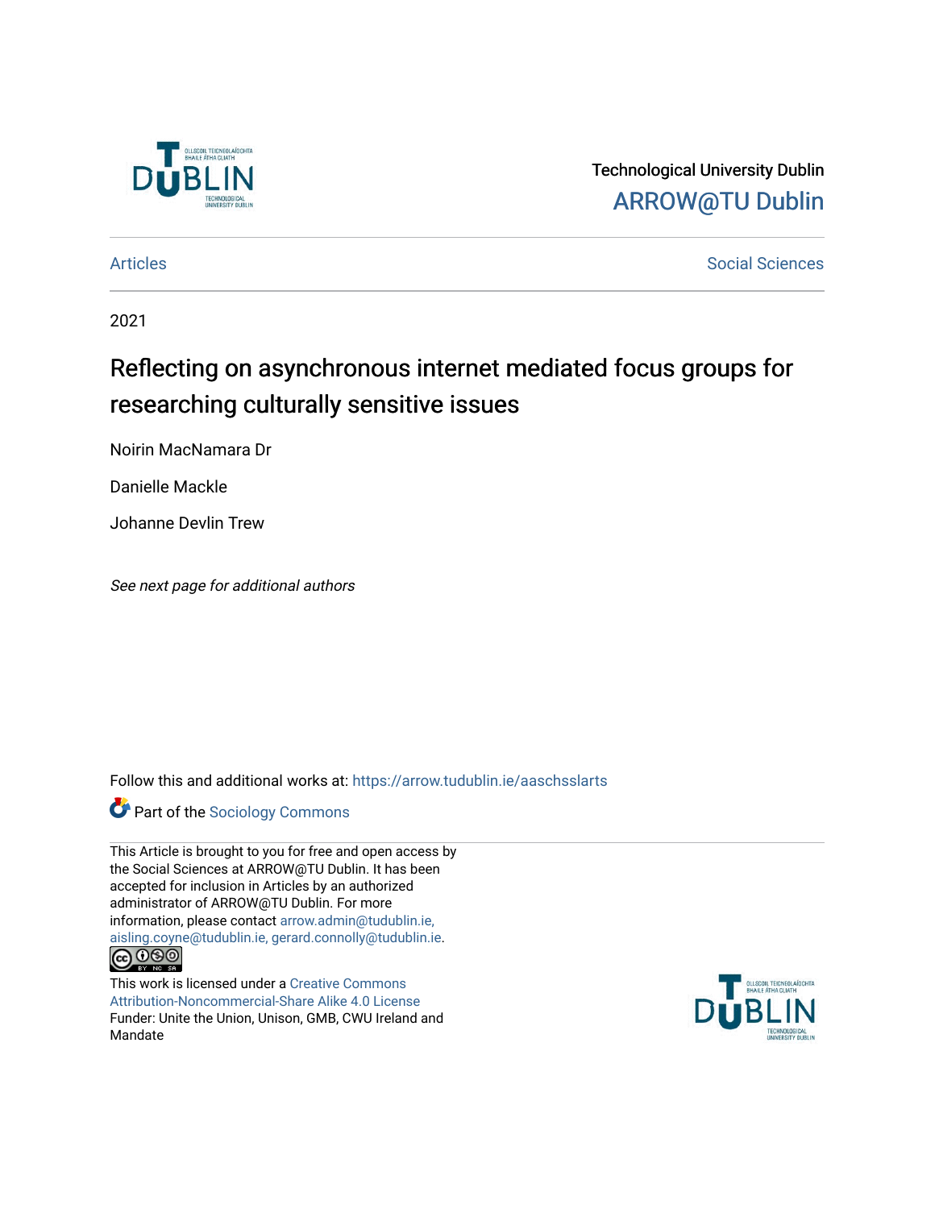Technological University Dublin

ARROW@TU Dublin

Articles | Social Sciences

2021

# Reflecting on asynchronous internet mediated focus groups for researching culturally sensitive issues

Noirin MacNamara Dr

Danielle Mackle

Johanne Devlin Trew

*See next page for additional authors*

Follow this and additional works at: https://arrow.tudublin.ie/aaschsslarts

Part of the Sociology Commons

This Article is brought to you for free and open access by the Social Sciences at ARROW@TU Dublin. It has been accepted for inclusion in Articles by an authorized administrator of ARROW@TU Dublin. For more information, please contact arrow.admin@tudublin.ie, aisling.coyne@tudublin.ie, gerard.connolly@tudublin.ie.

This work is licensed under a Creative Commons Attribution-Noncommercial-Share Alike 4.0 License

Funder: Unite the Union, Unison, GMB, CWU Ireland and Mandate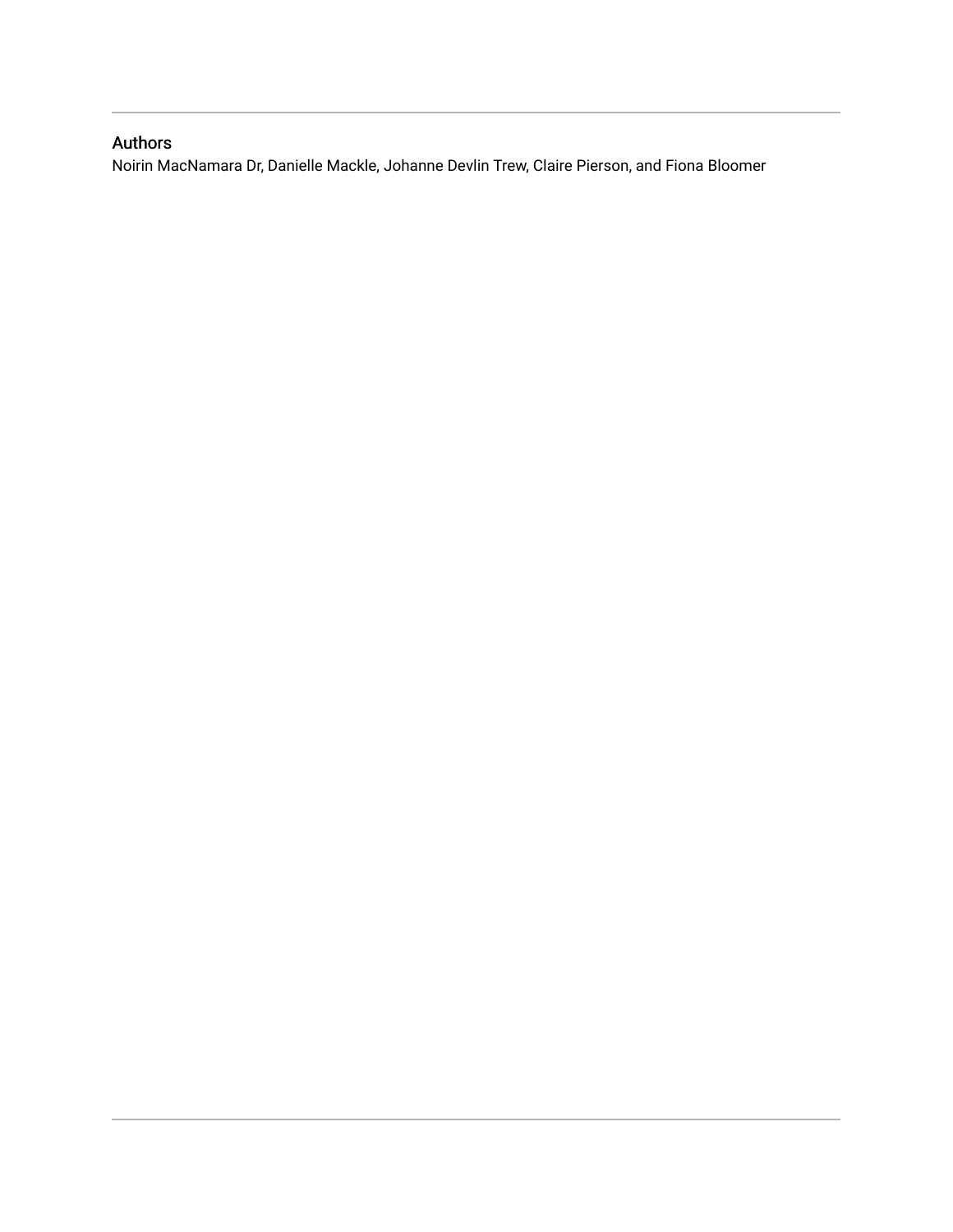## Authors

Noirin MacNamara Dr, Danielle Mackle, Johanne Devlin Trew, Claire Pierson, and Fiona Bloomer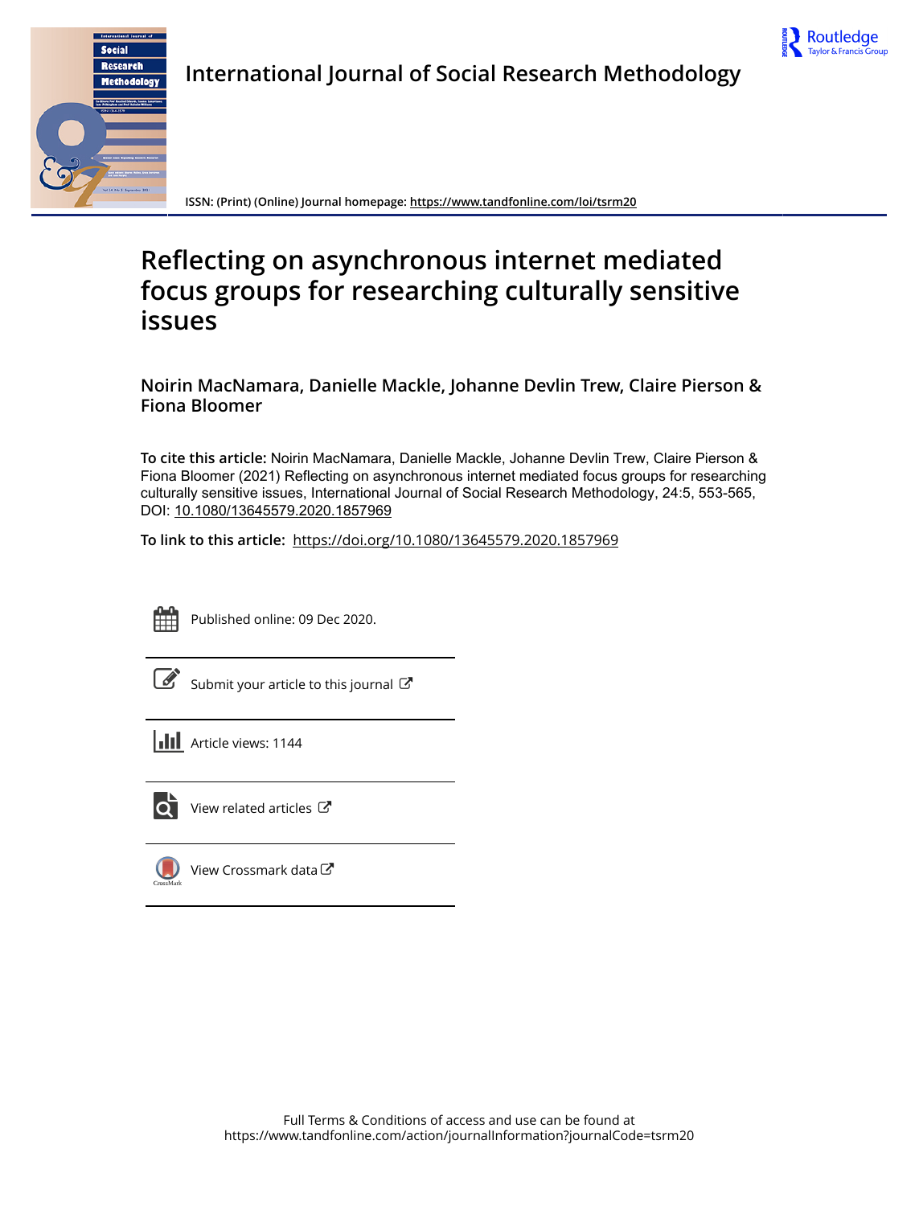# Reflecting on asynchronous internet mediated focus groups for researching culturally sensitive issues

**Noirin MacNamara, Danielle Mackle, Johanne Devlin Trew, Claire Pierson & Fiona Bloomer**

**To cite this article:** Noirin MacNamara, Danielle Mackle, Johanne Devlin Trew, Claire Pierson & Fiona Bloomer (2021) Reflecting on asynchronous internet mediated focus groups for researching culturally sensitive issues, International Journal of Social Research Methodology, 24:5, 553-565, DOI: 10.1080/13645579.2020.1857969

**To link to this article:** https://doi.org/10.1080/13645579.2020.1857969

Published online: 09 Dec 2020.

Submit your article to this journal

Article views: 1144

View related articles

View Crossmark data

Full Terms & Conditions of access and use can be found at
https://www.tandfonline.com/action/journalInformation?journalCode=tsrm20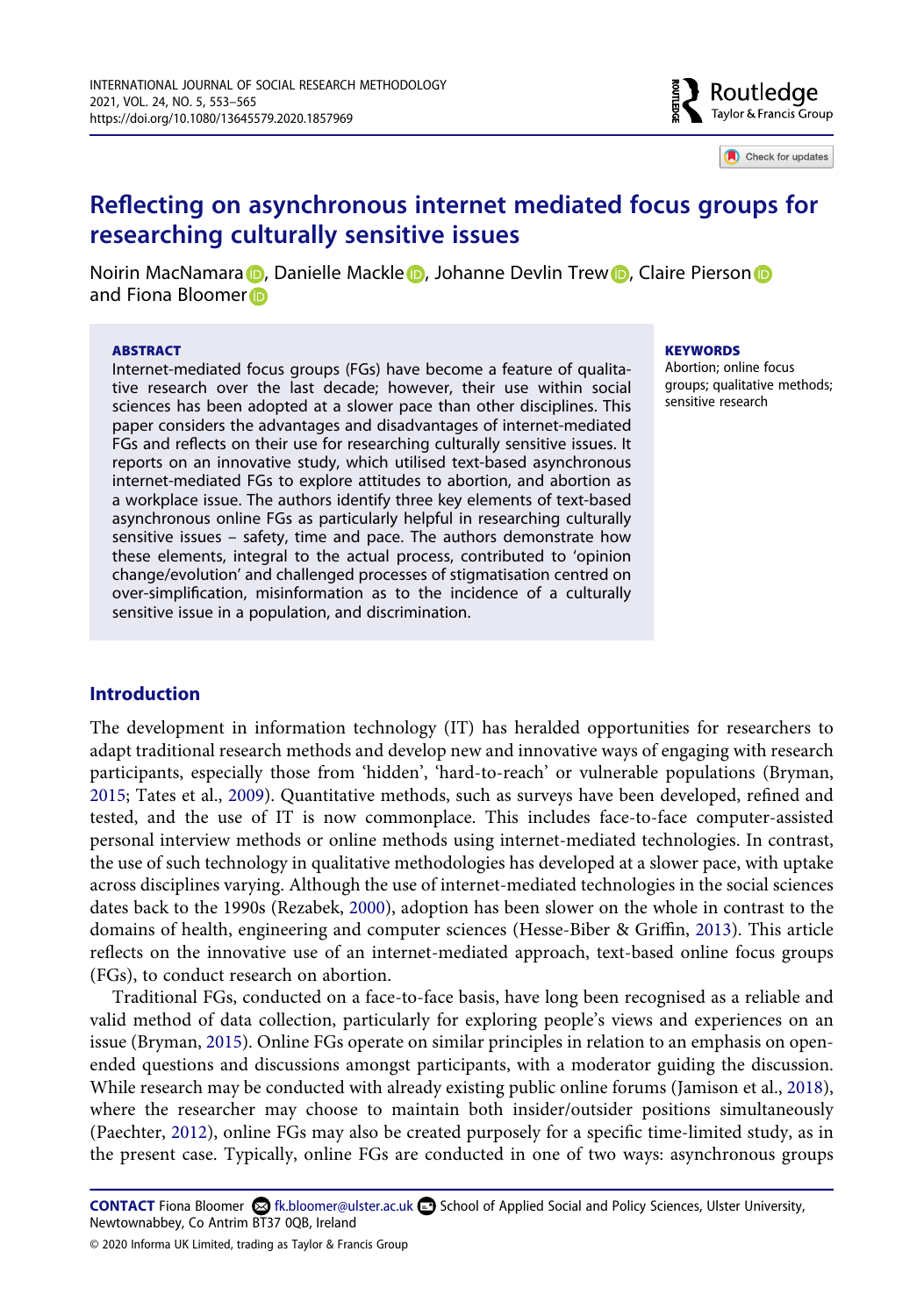# Reflecting on asynchronous internet mediated focus groups for researching culturally sensitive issues

Noirin MacNamara, Danielle Mackle, Johanne Devlin Trew, Claire Pierson and Fiona Bloomer

**ABSTRACT**

Internet-mediated focus groups (FGs) have become a feature of qualitative research over the last decade; however, their use within social sciences has been adopted at a slower pace than other disciplines. This paper considers the advantages and disadvantages of internet-mediated FGs and reflects on their use for researching culturally sensitive issues. It reports on an innovative study, which utilised text-based asynchronous internet-mediated FGs to explore attitudes to abortion, and abortion as a workplace issue. The authors identify three key elements of text-based asynchronous online FGs as particularly helpful in researching culturally sensitive issues – safety, time and pace. The authors demonstrate how these elements, integral to the actual process, contributed to 'opinion change/evolution' and challenged processes of stigmatisation centred on over-simplification, misinformation as to the incidence of a culturally sensitive issue in a population, and discrimination.

**KEYWORDS**

Abortion; online focus groups; qualitative methods; sensitive research

## Introduction

The development in information technology (IT) has heralded opportunities for researchers to adapt traditional research methods and develop new and innovative ways of engaging with research participants, especially those from 'hidden', 'hard-to-reach' or vulnerable populations (Bryman, 2015; Tates et al., 2009). Quantitative methods, such as surveys have been developed, refined and tested, and the use of IT is now commonplace. This includes face-to-face computer-assisted personal interview methods or online methods using internet-mediated technologies. In contrast, the use of such technology in qualitative methodologies has developed at a slower pace, with uptake across disciplines varying. Although the use of internet-mediated technologies in the social sciences dates back to the 1990s (Rezabek, 2000), adoption has been slower on the whole in contrast to the domains of health, engineering and computer sciences (Hesse-Biber & Griffin, 2013). This article reflects on the innovative use of an internet-mediated approach, text-based online focus groups (FGs), to conduct research on abortion.

Traditional FGs, conducted on a face-to-face basis, have long been recognised as a reliable and valid method of data collection, particularly for exploring people's views and experiences on an issue (Bryman, 2015). Online FGs operate on similar principles in relation to an emphasis on open-ended questions and discussions amongst participants, with a moderator guiding the discussion. While research may be conducted with already existing public online forums (Jamison et al., 2018), where the researcher may choose to maintain both insider/outsider positions simultaneously (Paechter, 2012), online FGs may also be created purposely for a specific time-limited study, as in the present case. Typically, online FGs are conducted in one of two ways: asynchronous groups

**CONTACT** Fiona Bloomer fk.bloomer@ulster.ac.uk School of Applied Social and Policy Sciences, Ulster University, Newtownabbey, Co Antrim BT37 0QB, Ireland

© 2020 Informa UK Limited, trading as Taylor & Francis Group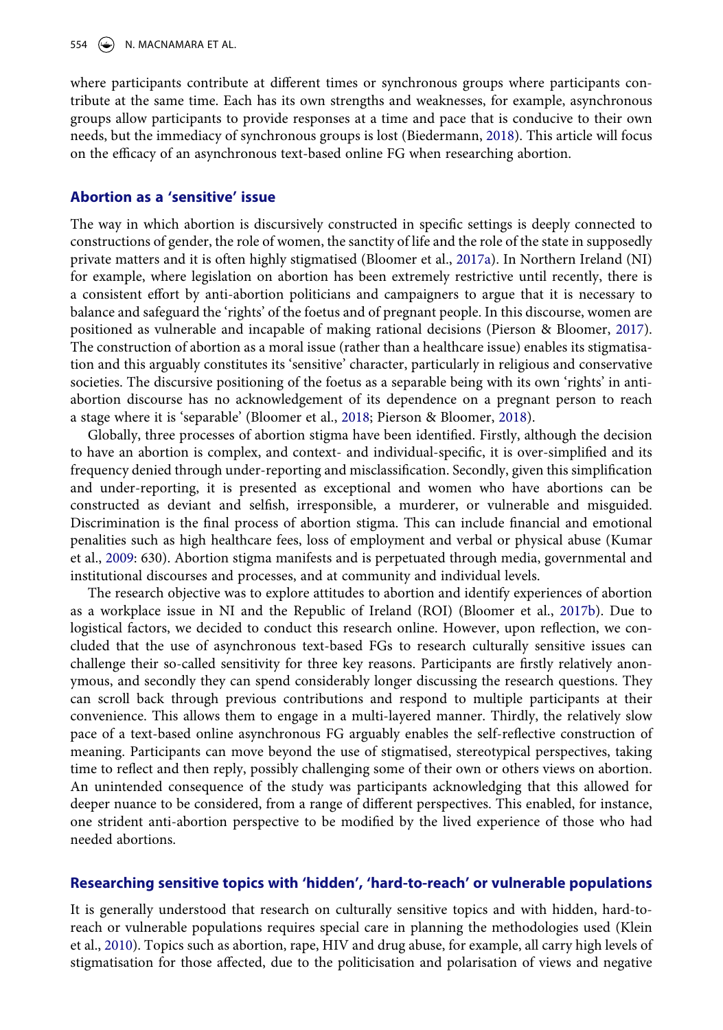where participants contribute at different times or synchronous groups where participants contribute at the same time. Each has its own strengths and weaknesses, for example, asynchronous groups allow participants to provide responses at a time and pace that is conducive to their own needs, but the immediacy of synchronous groups is lost (Biedermann, 2018). This article will focus on the efficacy of an asynchronous text-based online FG when researching abortion.

## Abortion as a 'sensitive' issue

The way in which abortion is discursively constructed in specific settings is deeply connected to constructions of gender, the role of women, the sanctity of life and the role of the state in supposedly private matters and it is often highly stigmatised (Bloomer et al., 2017a). In Northern Ireland (NI) for example, where legislation on abortion has been extremely restrictive until recently, there is a consistent effort by anti-abortion politicians and campaigners to argue that it is necessary to balance and safeguard the 'rights' of the foetus and of pregnant people. In this discourse, women are positioned as vulnerable and incapable of making rational decisions (Pierson & Bloomer, 2017). The construction of abortion as a moral issue (rather than a healthcare issue) enables its stigmatisation and this arguably constitutes its 'sensitive' character, particularly in religious and conservative societies. The discursive positioning of the foetus as a separable being with its own 'rights' in anti-abortion discourse has no acknowledgement of its dependence on a pregnant person to reach a stage where it is 'separable' (Bloomer et al., 2018; Pierson & Bloomer, 2018).

Globally, three processes of abortion stigma have been identified. Firstly, although the decision to have an abortion is complex, and context- and individual-specific, it is over-simplified and its frequency denied through under-reporting and misclassification. Secondly, given this simplification and under-reporting, it is presented as exceptional and women who have abortions can be constructed as deviant and selfish, irresponsible, a murderer, or vulnerable and misguided. Discrimination is the final process of abortion stigma. This can include financial and emotional penalities such as high healthcare fees, loss of employment and verbal or physical abuse (Kumar et al., 2009: 630). Abortion stigma manifests and is perpetuated through media, governmental and institutional discourses and processes, and at community and individual levels.

The research objective was to explore attitudes to abortion and identify experiences of abortion as a workplace issue in NI and the Republic of Ireland (ROI) (Bloomer et al., 2017b). Due to logistical factors, we decided to conduct this research online. However, upon reflection, we concluded that the use of asynchronous text-based FGs to research culturally sensitive issues can challenge their so-called sensitivity for three key reasons. Participants are firstly relatively anonymous, and secondly they can spend considerably longer discussing the research questions. They can scroll back through previous contributions and respond to multiple participants at their convenience. This allows them to engage in a multi-layered manner. Thirdly, the relatively slow pace of a text-based online asynchronous FG arguably enables the self-reflective construction of meaning. Participants can move beyond the use of stigmatised, stereotypical perspectives, taking time to reflect and then reply, possibly challenging some of their own or others views on abortion. An unintended consequence of the study was participants acknowledging that this allowed for deeper nuance to be considered, from a range of different perspectives. This enabled, for instance, one strident anti-abortion perspective to be modified by the lived experience of those who had needed abortions.

## Researching sensitive topics with 'hidden', 'hard-to-reach' or vulnerable populations

It is generally understood that research on culturally sensitive topics and with hidden, hard-to-reach or vulnerable populations requires special care in planning the methodologies used (Klein et al., 2010). Topics such as abortion, rape, HIV and drug abuse, for example, all carry high levels of stigmatisation for those affected, due to the politicisation and polarisation of views and negative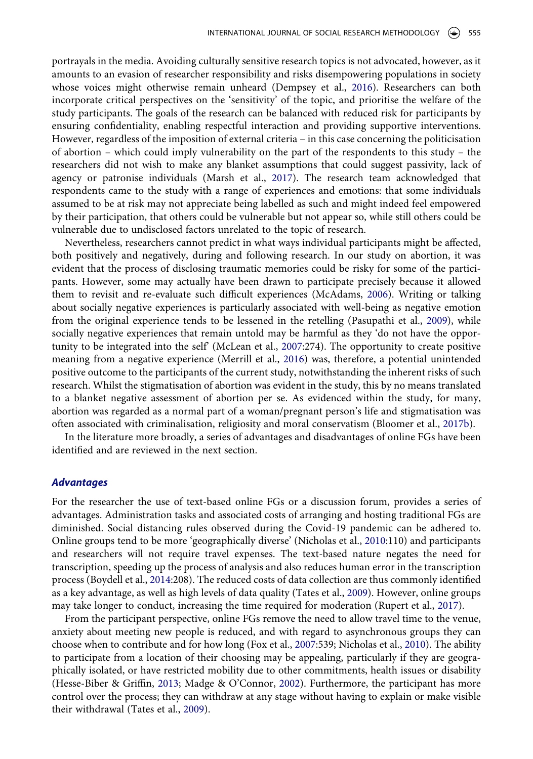portrayals in the media. Avoiding culturally sensitive research topics is not advocated, however, as it amounts to an evasion of researcher responsibility and risks disempowering populations in society whose voices might otherwise remain unheard (Dempsey et al., 2016). Researchers can both incorporate critical perspectives on the 'sensitivity' of the topic, and prioritise the welfare of the study participants. The goals of the research can be balanced with reduced risk for participants by ensuring confidentiality, enabling respectful interaction and providing supportive interventions. However, regardless of the imposition of external criteria – in this case concerning the politicisation of abortion – which could imply vulnerability on the part of the respondents to this study – the researchers did not wish to make any blanket assumptions that could suggest passivity, lack of agency or patronise individuals (Marsh et al., 2017). The research team acknowledged that respondents came to the study with a range of experiences and emotions: that some individuals assumed to be at risk may not appreciate being labelled as such and might indeed feel empowered by their participation, that others could be vulnerable but not appear so, while still others could be vulnerable due to undisclosed factors unrelated to the topic of research.

Nevertheless, researchers cannot predict in what ways individual participants might be affected, both positively and negatively, during and following research. In our study on abortion, it was evident that the process of disclosing traumatic memories could be risky for some of the participants. However, some may actually have been drawn to participate precisely because it allowed them to revisit and re-evaluate such difficult experiences (McAdams, 2006). Writing or talking about socially negative experiences is particularly associated with well-being as negative emotion from the original experience tends to be lessened in the retelling (Pasupathi et al., 2009), while socially negative experiences that remain untold may be harmful as they 'do not have the opportunity to be integrated into the self' (McLean et al., 2007:274). The opportunity to create positive meaning from a negative experience (Merrill et al., 2016) was, therefore, a potential unintended positive outcome to the participants of the current study, notwithstanding the inherent risks of such research. Whilst the stigmatisation of abortion was evident in the study, this by no means translated to a blanket negative assessment of abortion per se. As evidenced within the study, for many, abortion was regarded as a normal part of a woman/pregnant person's life and stigmatisation was often associated with criminalisation, religiosity and moral conservatism (Bloomer et al., 2017b).

In the literature more broadly, a series of advantages and disadvantages of online FGs have been identified and are reviewed in the next section.

### *Advantages*

For the researcher the use of text-based online FGs or a discussion forum, provides a series of advantages. Administration tasks and associated costs of arranging and hosting traditional FGs are diminished. Social distancing rules observed during the Covid-19 pandemic can be adhered to. Online groups tend to be more 'geographically diverse' (Nicholas et al., 2010:110) and participants and researchers will not require travel expenses. The text-based nature negates the need for transcription, speeding up the process of analysis and also reduces human error in the transcription process (Boydell et al., 2014:208). The reduced costs of data collection are thus commonly identified as a key advantage, as well as high levels of data quality (Tates et al., 2009). However, online groups may take longer to conduct, increasing the time required for moderation (Rupert et al., 2017).

From the participant perspective, online FGs remove the need to allow travel time to the venue, anxiety about meeting new people is reduced, and with regard to asynchronous groups they can choose when to contribute and for how long (Fox et al., 2007:539; Nicholas et al., 2010). The ability to participate from a location of their choosing may be appealing, particularly if they are geographically isolated, or have restricted mobility due to other commitments, health issues or disability (Hesse-Biber & Griffin, 2013; Madge & O'Connor, 2002). Furthermore, the participant has more control over the process; they can withdraw at any stage without having to explain or make visible their withdrawal (Tates et al., 2009).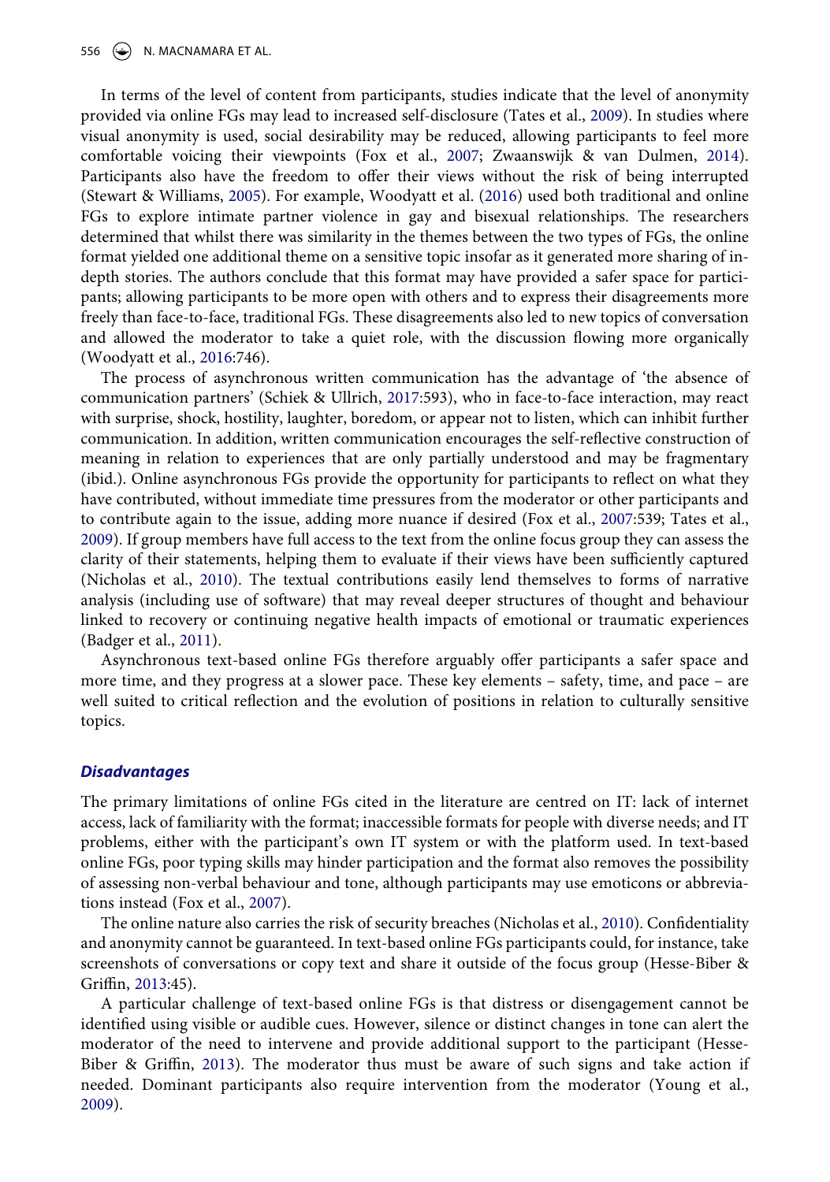In terms of the level of content from participants, studies indicate that the level of anonymity provided via online FGs may lead to increased self-disclosure (Tates et al., 2009). In studies where visual anonymity is used, social desirability may be reduced, allowing participants to feel more comfortable voicing their viewpoints (Fox et al., 2007; Zwaanswijk & van Dulmen, 2014). Participants also have the freedom to offer their views without the risk of being interrupted (Stewart & Williams, 2005). For example, Woodyatt et al. (2016) used both traditional and online FGs to explore intimate partner violence in gay and bisexual relationships. The researchers determined that whilst there was similarity in the themes between the two types of FGs, the online format yielded one additional theme on a sensitive topic insofar as it generated more sharing of in-depth stories. The authors conclude that this format may have provided a safer space for participants; allowing participants to be more open with others and to express their disagreements more freely than face-to-face, traditional FGs. These disagreements also led to new topics of conversation and allowed the moderator to take a quiet role, with the discussion flowing more organically (Woodyatt et al., 2016:746).

The process of asynchronous written communication has the advantage of 'the absence of communication partners' (Schiek & Ullrich, 2017:593), who in face-to-face interaction, may react with surprise, shock, hostility, laughter, boredom, or appear not to listen, which can inhibit further communication. In addition, written communication encourages the self-reflective construction of meaning in relation to experiences that are only partially understood and may be fragmentary (ibid.). Online asynchronous FGs provide the opportunity for participants to reflect on what they have contributed, without immediate time pressures from the moderator or other participants and to contribute again to the issue, adding more nuance if desired (Fox et al., 2007:539; Tates et al., 2009). If group members have full access to the text from the online focus group they can assess the clarity of their statements, helping them to evaluate if their views have been sufficiently captured (Nicholas et al., 2010). The textual contributions easily lend themselves to forms of narrative analysis (including use of software) that may reveal deeper structures of thought and behaviour linked to recovery or continuing negative health impacts of emotional or traumatic experiences (Badger et al., 2011).

Asynchronous text-based online FGs therefore arguably offer participants a safer space and more time, and they progress at a slower pace. These key elements – safety, time, and pace – are well suited to critical reflection and the evolution of positions in relation to culturally sensitive topics.

### *Disadvantages*

The primary limitations of online FGs cited in the literature are centred on IT: lack of internet access, lack of familiarity with the format; inaccessible formats for people with diverse needs; and IT problems, either with the participant's own IT system or with the platform used. In text-based online FGs, poor typing skills may hinder participation and the format also removes the possibility of assessing non-verbal behaviour and tone, although participants may use emoticons or abbreviations instead (Fox et al., 2007).

The online nature also carries the risk of security breaches (Nicholas et al., 2010). Confidentiality and anonymity cannot be guaranteed. In text-based online FGs participants could, for instance, take screenshots of conversations or copy text and share it outside of the focus group (Hesse-Biber & Griffin, 2013:45).

A particular challenge of text-based online FGs is that distress or disengagement cannot be identified using visible or audible cues. However, silence or distinct changes in tone can alert the moderator of the need to intervene and provide additional support to the participant (Hesse-Biber & Griffin, 2013). The moderator thus must be aware of such signs and take action if needed. Dominant participants also require intervention from the moderator (Young et al., 2009).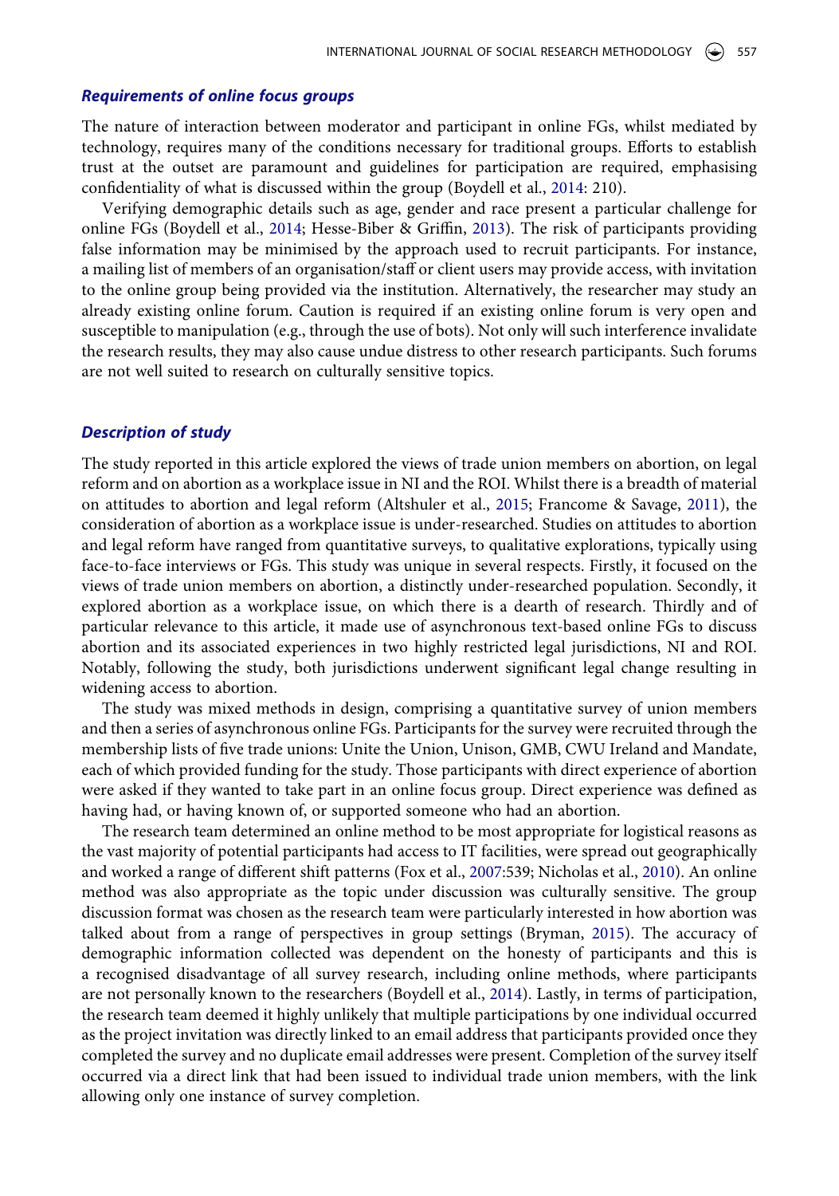### *Requirements of online focus groups*

The nature of interaction between moderator and participant in online FGs, whilst mediated by technology, requires many of the conditions necessary for traditional groups. Efforts to establish trust at the outset are paramount and guidelines for participation are required, emphasising confidentiality of what is discussed within the group (Boydell et al., 2014: 210).

Verifying demographic details such as age, gender and race present a particular challenge for online FGs (Boydell et al., 2014; Hesse-Biber & Griffin, 2013). The risk of participants providing false information may be minimised by the approach used to recruit participants. For instance, a mailing list of members of an organisation/staff or client users may provide access, with invitation to the online group being provided via the institution. Alternatively, the researcher may study an already existing online forum. Caution is required if an existing online forum is very open and susceptible to manipulation (e.g., through the use of bots). Not only will such interference invalidate the research results, they may also cause undue distress to other research participants. Such forums are not well suited to research on culturally sensitive topics.

### *Description of study*

The study reported in this article explored the views of trade union members on abortion, on legal reform and on abortion as a workplace issue in NI and the ROI. Whilst there is a breadth of material on attitudes to abortion and legal reform (Altshuler et al., 2015; Francome & Savage, 2011), the consideration of abortion as a workplace issue is under-researched. Studies on attitudes to abortion and legal reform have ranged from quantitative surveys, to qualitative explorations, typically using face-to-face interviews or FGs. This study was unique in several respects. Firstly, it focused on the views of trade union members on abortion, a distinctly under-researched population. Secondly, it explored abortion as a workplace issue, on which there is a dearth of research. Thirdly and of particular relevance to this article, it made use of asynchronous text-based online FGs to discuss abortion and its associated experiences in two highly restricted legal jurisdictions, NI and ROI. Notably, following the study, both jurisdictions underwent significant legal change resulting in widening access to abortion.

The study was mixed methods in design, comprising a quantitative survey of union members and then a series of asynchronous online FGs. Participants for the survey were recruited through the membership lists of five trade unions: Unite the Union, Unison, GMB, CWU Ireland and Mandate, each of which provided funding for the study. Those participants with direct experience of abortion were asked if they wanted to take part in an online focus group. Direct experience was defined as having had, or having known of, or supported someone who had an abortion.

The research team determined an online method to be most appropriate for logistical reasons as the vast majority of potential participants had access to IT facilities, were spread out geographically and worked a range of different shift patterns (Fox et al., 2007:539; Nicholas et al., 2010). An online method was also appropriate as the topic under discussion was culturally sensitive. The group discussion format was chosen as the research team were particularly interested in how abortion was talked about from a range of perspectives in group settings (Bryman, 2015). The accuracy of demographic information collected was dependent on the honesty of participants and this is a recognised disadvantage of all survey research, including online methods, where participants are not personally known to the researchers (Boydell et al., 2014). Lastly, in terms of participation, the research team deemed it highly unlikely that multiple participations by one individual occurred as the project invitation was directly linked to an email address that participants provided once they completed the survey and no duplicate email addresses were present. Completion of the survey itself occurred via a direct link that had been issued to individual trade union members, with the link allowing only one instance of survey completion.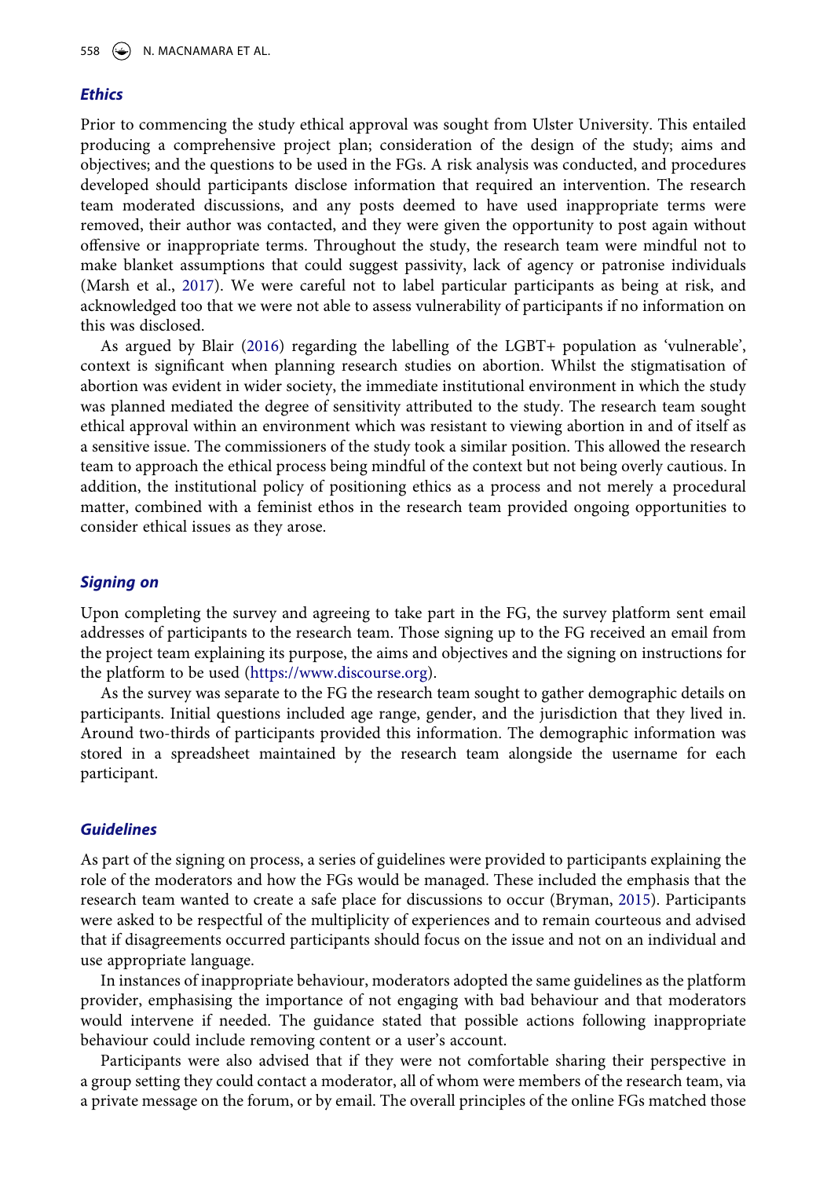### *Ethics*

Prior to commencing the study ethical approval was sought from Ulster University. This entailed producing a comprehensive project plan; consideration of the design of the study; aims and objectives; and the questions to be used in the FGs. A risk analysis was conducted, and procedures developed should participants disclose information that required an intervention. The research team moderated discussions, and any posts deemed to have used inappropriate terms were removed, their author was contacted, and they were given the opportunity to post again without offensive or inappropriate terms. Throughout the study, the research team were mindful not to make blanket assumptions that could suggest passivity, lack of agency or patronise individuals (Marsh et al., 2017). We were careful not to label particular participants as being at risk, and acknowledged too that we were not able to assess vulnerability of participants if no information on this was disclosed.

As argued by Blair (2016) regarding the labelling of the LGBT+ population as 'vulnerable', context is significant when planning research studies on abortion. Whilst the stigmatisation of abortion was evident in wider society, the immediate institutional environment in which the study was planned mediated the degree of sensitivity attributed to the study. The research team sought ethical approval within an environment which was resistant to viewing abortion in and of itself as a sensitive issue. The commissioners of the study took a similar position. This allowed the research team to approach the ethical process being mindful of the context but not being overly cautious. In addition, the institutional policy of positioning ethics as a process and not merely a procedural matter, combined with a feminist ethos in the research team provided ongoing opportunities to consider ethical issues as they arose.

### *Signing on*

Upon completing the survey and agreeing to take part in the FG, the survey platform sent email addresses of participants to the research team. Those signing up to the FG received an email from the project team explaining its purpose, the aims and objectives and the signing on instructions for the platform to be used (https://www.discourse.org).

As the survey was separate to the FG the research team sought to gather demographic details on participants. Initial questions included age range, gender, and the jurisdiction that they lived in. Around two-thirds of participants provided this information. The demographic information was stored in a spreadsheet maintained by the research team alongside the username for each participant.

### *Guidelines*

As part of the signing on process, a series of guidelines were provided to participants explaining the role of the moderators and how the FGs would be managed. These included the emphasis that the research team wanted to create a safe place for discussions to occur (Bryman, 2015). Participants were asked to be respectful of the multiplicity of experiences and to remain courteous and advised that if disagreements occurred participants should focus on the issue and not on an individual and use appropriate language.

In instances of inappropriate behaviour, moderators adopted the same guidelines as the platform provider, emphasising the importance of not engaging with bad behaviour and that moderators would intervene if needed. The guidance stated that possible actions following inappropriate behaviour could include removing content or a user's account.

Participants were also advised that if they were not comfortable sharing their perspective in a group setting they could contact a moderator, all of whom were members of the research team, via a private message on the forum, or by email. The overall principles of the online FGs matched those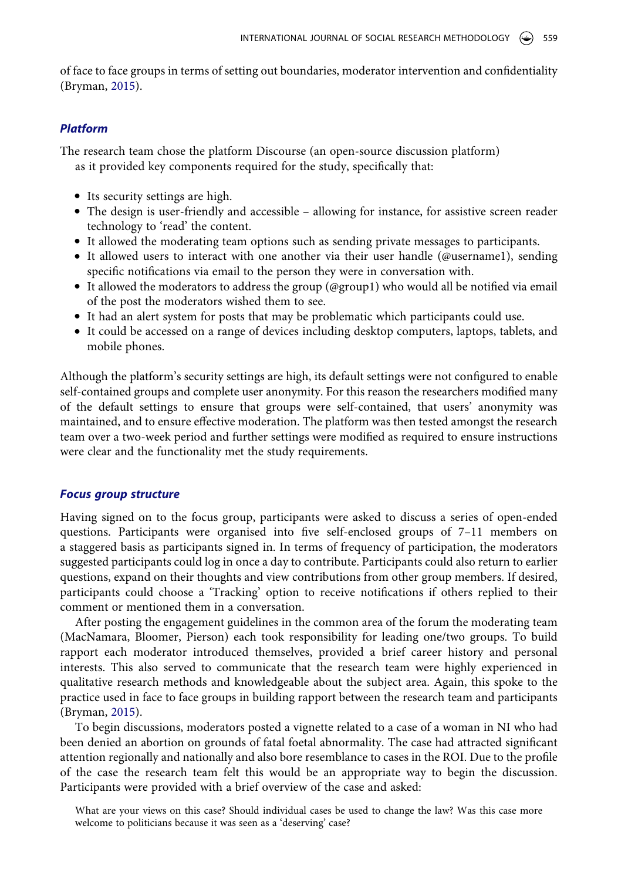of face to face groups in terms of setting out boundaries, moderator intervention and confidentiality (Bryman, 2015).

### *Platform*

The research team chose the platform Discourse (an open-source discussion platform) as it provided key components required for the study, specifically that:

- Its security settings are high.
- The design is user-friendly and accessible – allowing for instance, for assistive screen reader technology to 'read' the content.
- It allowed the moderating team options such as sending private messages to participants.
- It allowed users to interact with one another via their user handle (@username1), sending specific notifications via email to the person they were in conversation with.
- It allowed the moderators to address the group (@group1) who would all be notified via email of the post the moderators wished them to see.
- It had an alert system for posts that may be problematic which participants could use.
- It could be accessed on a range of devices including desktop computers, laptops, tablets, and mobile phones.

Although the platform's security settings are high, its default settings were not configured to enable self-contained groups and complete user anonymity. For this reason the researchers modified many of the default settings to ensure that groups were self-contained, that users' anonymity was maintained, and to ensure effective moderation. The platform was then tested amongst the research team over a two-week period and further settings were modified as required to ensure instructions were clear and the functionality met the study requirements.

### *Focus group structure*

Having signed on to the focus group, participants were asked to discuss a series of open-ended questions. Participants were organised into five self-enclosed groups of 7–11 members on a staggered basis as participants signed in. In terms of frequency of participation, the moderators suggested participants could log in once a day to contribute. Participants could also return to earlier questions, expand on their thoughts and view contributions from other group members. If desired, participants could choose a 'Tracking' option to receive notifications if others replied to their comment or mentioned them in a conversation.

After posting the engagement guidelines in the common area of the forum the moderating team (MacNamara, Bloomer, Pierson) each took responsibility for leading one/two groups. To build rapport each moderator introduced themselves, provided a brief career history and personal interests. This also served to communicate that the research team were highly experienced in qualitative research methods and knowledgeable about the subject area. Again, this spoke to the practice used in face to face groups in building rapport between the research team and participants (Bryman, 2015).

To begin discussions, moderators posted a vignette related to a case of a woman in NI who had been denied an abortion on grounds of fatal foetal abnormality. The case had attracted significant attention regionally and nationally and also bore resemblance to cases in the ROI. Due to the profile of the case the research team felt this would be an appropriate way to begin the discussion. Participants were provided with a brief overview of the case and asked:

> What are your views on this case? Should individual cases be used to change the law? Was this case more welcome to politicians because it was seen as a 'deserving' case?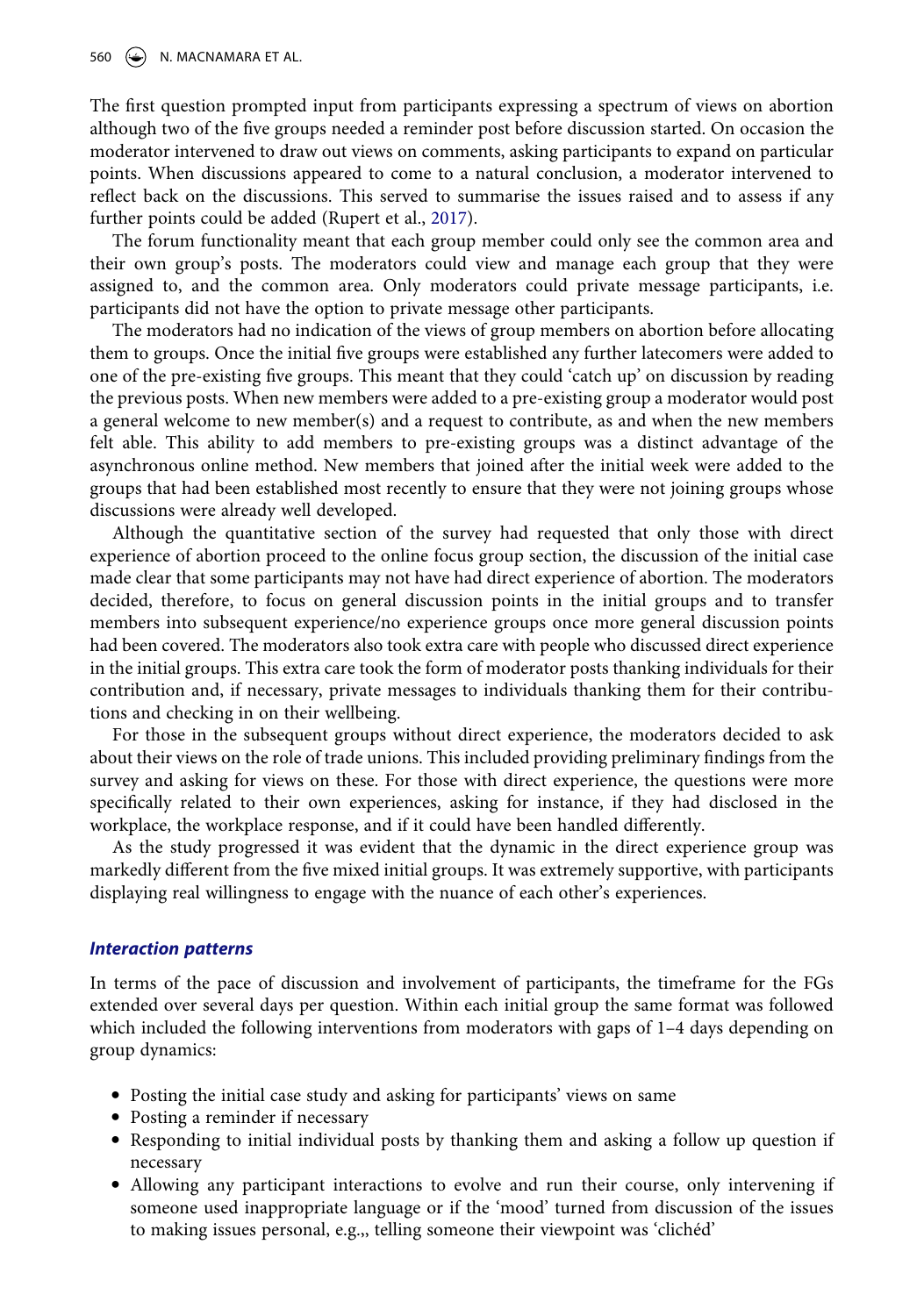The first question prompted input from participants expressing a spectrum of views on abortion although two of the five groups needed a reminder post before discussion started. On occasion the moderator intervened to draw out views on comments, asking participants to expand on particular points. When discussions appeared to come to a natural conclusion, a moderator intervened to reflect back on the discussions. This served to summarise the issues raised and to assess if any further points could be added (Rupert et al., 2017).

The forum functionality meant that each group member could only see the common area and their own group's posts. The moderators could view and manage each group that they were assigned to, and the common area. Only moderators could private message participants, i.e. participants did not have the option to private message other participants.

The moderators had no indication of the views of group members on abortion before allocating them to groups. Once the initial five groups were established any further latecomers were added to one of the pre-existing five groups. This meant that they could 'catch up' on discussion by reading the previous posts. When new members were added to a pre-existing group a moderator would post a general welcome to new member(s) and a request to contribute, as and when the new members felt able. This ability to add members to pre-existing groups was a distinct advantage of the asynchronous online method. New members that joined after the initial week were added to the groups that had been established most recently to ensure that they were not joining groups whose discussions were already well developed.

Although the quantitative section of the survey had requested that only those with direct experience of abortion proceed to the online focus group section, the discussion of the initial case made clear that some participants may not have had direct experience of abortion. The moderators decided, therefore, to focus on general discussion points in the initial groups and to transfer members into subsequent experience/no experience groups once more general discussion points had been covered. The moderators also took extra care with people who discussed direct experience in the initial groups. This extra care took the form of moderator posts thanking individuals for their contribution and, if necessary, private messages to individuals thanking them for their contributions and checking in on their wellbeing.

For those in the subsequent groups without direct experience, the moderators decided to ask about their views on the role of trade unions. This included providing preliminary findings from the survey and asking for views on these. For those with direct experience, the questions were more specifically related to their own experiences, asking for instance, if they had disclosed in the workplace, the workplace response, and if it could have been handled differently.

As the study progressed it was evident that the dynamic in the direct experience group was markedly different from the five mixed initial groups. It was extremely supportive, with participants displaying real willingness to engage with the nuance of each other's experiences.

### *Interaction patterns*

In terms of the pace of discussion and involvement of participants, the timeframe for the FGs extended over several days per question. Within each initial group the same format was followed which included the following interventions from moderators with gaps of 1–4 days depending on group dynamics:

- Posting the initial case study and asking for participants' views on same
- Posting a reminder if necessary
- Responding to initial individual posts by thanking them and asking a follow up question if necessary
- Allowing any participant interactions to evolve and run their course, only intervening if someone used inappropriate language or if the 'mood' turned from discussion of the issues to making issues personal, e.g.,, telling someone their viewpoint was 'clichéd'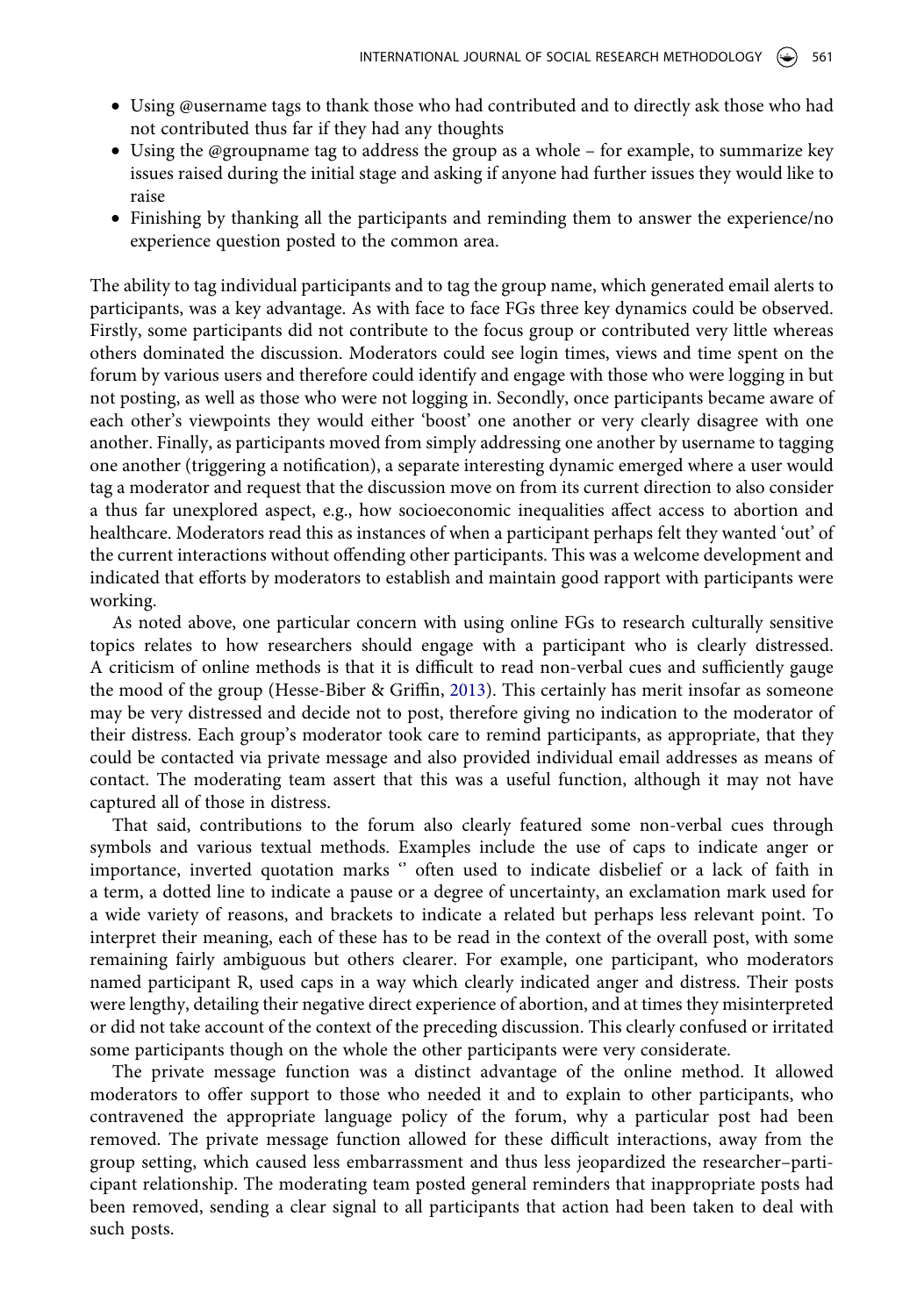- Using @username tags to thank those who had contributed and to directly ask those who had not contributed thus far if they had any thoughts
- Using the @groupname tag to address the group as a whole – for example, to summarize key issues raised during the initial stage and asking if anyone had further issues they would like to raise
- Finishing by thanking all the participants and reminding them to answer the experience/no experience question posted to the common area.

The ability to tag individual participants and to tag the group name, which generated email alerts to participants, was a key advantage. As with face to face FGs three key dynamics could be observed. Firstly, some participants did not contribute to the focus group or contributed very little whereas others dominated the discussion. Moderators could see login times, views and time spent on the forum by various users and therefore could identify and engage with those who were logging in but not posting, as well as those who were not logging in. Secondly, once participants became aware of each other's viewpoints they would either 'boost' one another or very clearly disagree with one another. Finally, as participants moved from simply addressing one another by username to tagging one another (triggering a notification), a separate interesting dynamic emerged where a user would tag a moderator and request that the discussion move on from its current direction to also consider a thus far unexplored aspect, e.g., how socioeconomic inequalities affect access to abortion and healthcare. Moderators read this as instances of when a participant perhaps felt they wanted 'out' of the current interactions without offending other participants. This was a welcome development and indicated that efforts by moderators to establish and maintain good rapport with participants were working.

As noted above, one particular concern with using online FGs to research culturally sensitive topics relates to how researchers should engage with a participant who is clearly distressed. A criticism of online methods is that it is difficult to read non-verbal cues and sufficiently gauge the mood of the group (Hesse-Biber & Griffin, 2013). This certainly has merit insofar as someone may be very distressed and decide not to post, therefore giving no indication to the moderator of their distress. Each group's moderator took care to remind participants, as appropriate, that they could be contacted via private message and also provided individual email addresses as means of contact. The moderating team assert that this was a useful function, although it may not have captured all of those in distress.

That said, contributions to the forum also clearly featured some non-verbal cues through symbols and various textual methods. Examples include the use of caps to indicate anger or importance, inverted quotation marks '' often used to indicate disbelief or a lack of faith in a term, a dotted line to indicate a pause or a degree of uncertainty, an exclamation mark used for a wide variety of reasons, and brackets to indicate a related but perhaps less relevant point. To interpret their meaning, each of these has to be read in the context of the overall post, with some remaining fairly ambiguous but others clearer. For example, one participant, who moderators named participant R, used caps in a way which clearly indicated anger and distress. Their posts were lengthy, detailing their negative direct experience of abortion, and at times they misinterpreted or did not take account of the context of the preceding discussion. This clearly confused or irritated some participants though on the whole the other participants were very considerate.

The private message function was a distinct advantage of the online method. It allowed moderators to offer support to those who needed it and to explain to other participants, who contravened the appropriate language policy of the forum, why a particular post had been removed. The private message function allowed for these difficult interactions, away from the group setting, which caused less embarrassment and thus less jeopardized the researcher–participant relationship. The moderating team posted general reminders that inappropriate posts had been removed, sending a clear signal to all participants that action had been taken to deal with such posts.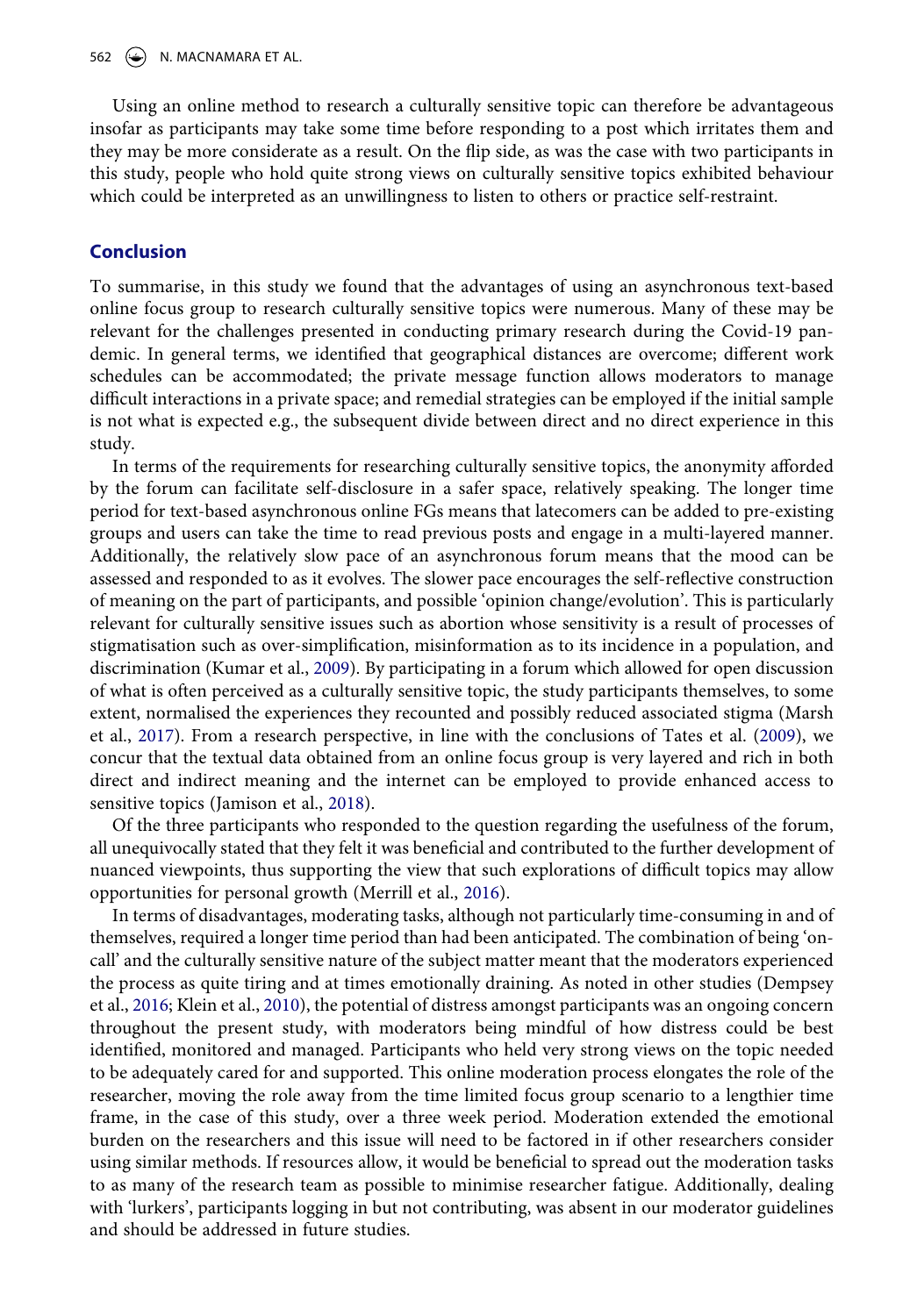Using an online method to research a culturally sensitive topic can therefore be advantageous insofar as participants may take some time before responding to a post which irritates them and they may be more considerate as a result. On the flip side, as was the case with two participants in this study, people who hold quite strong views on culturally sensitive topics exhibited behaviour which could be interpreted as an unwillingness to listen to others or practice self-restraint.

## Conclusion

To summarise, in this study we found that the advantages of using an asynchronous text-based online focus group to research culturally sensitive topics were numerous. Many of these may be relevant for the challenges presented in conducting primary research during the Covid-19 pandemic. In general terms, we identified that geographical distances are overcome; different work schedules can be accommodated; the private message function allows moderators to manage difficult interactions in a private space; and remedial strategies can be employed if the initial sample is not what is expected e.g., the subsequent divide between direct and no direct experience in this study.

In terms of the requirements for researching culturally sensitive topics, the anonymity afforded by the forum can facilitate self-disclosure in a safer space, relatively speaking. The longer time period for text-based asynchronous online FGs means that latecomers can be added to pre-existing groups and users can take the time to read previous posts and engage in a multi-layered manner. Additionally, the relatively slow pace of an asynchronous forum means that the mood can be assessed and responded to as it evolves. The slower pace encourages the self-reflective construction of meaning on the part of participants, and possible 'opinion change/evolution'. This is particularly relevant for culturally sensitive issues such as abortion whose sensitivity is a result of processes of stigmatisation such as over-simplification, misinformation as to its incidence in a population, and discrimination (Kumar et al., 2009). By participating in a forum which allowed for open discussion of what is often perceived as a culturally sensitive topic, the study participants themselves, to some extent, normalised the experiences they recounted and possibly reduced associated stigma (Marsh et al., 2017). From a research perspective, in line with the conclusions of Tates et al. (2009), we concur that the textual data obtained from an online focus group is very layered and rich in both direct and indirect meaning and the internet can be employed to provide enhanced access to sensitive topics (Jamison et al., 2018).

Of the three participants who responded to the question regarding the usefulness of the forum, all unequivocally stated that they felt it was beneficial and contributed to the further development of nuanced viewpoints, thus supporting the view that such explorations of difficult topics may allow opportunities for personal growth (Merrill et al., 2016).

In terms of disadvantages, moderating tasks, although not particularly time-consuming in and of themselves, required a longer time period than had been anticipated. The combination of being 'on-call' and the culturally sensitive nature of the subject matter meant that the moderators experienced the process as quite tiring and at times emotionally draining. As noted in other studies (Dempsey et al., 2016; Klein et al., 2010), the potential of distress amongst participants was an ongoing concern throughout the present study, with moderators being mindful of how distress could be best identified, monitored and managed. Participants who held very strong views on the topic needed to be adequately cared for and supported. This online moderation process elongates the role of the researcher, moving the role away from the time limited focus group scenario to a lengthier time frame, in the case of this study, over a three week period. Moderation extended the emotional burden on the researchers and this issue will need to be factored in if other researchers consider using similar methods. If resources allow, it would be beneficial to spread out the moderation tasks to as many of the research team as possible to minimise researcher fatigue. Additionally, dealing with 'lurkers', participants logging in but not contributing, was absent in our moderator guidelines and should be addressed in future studies.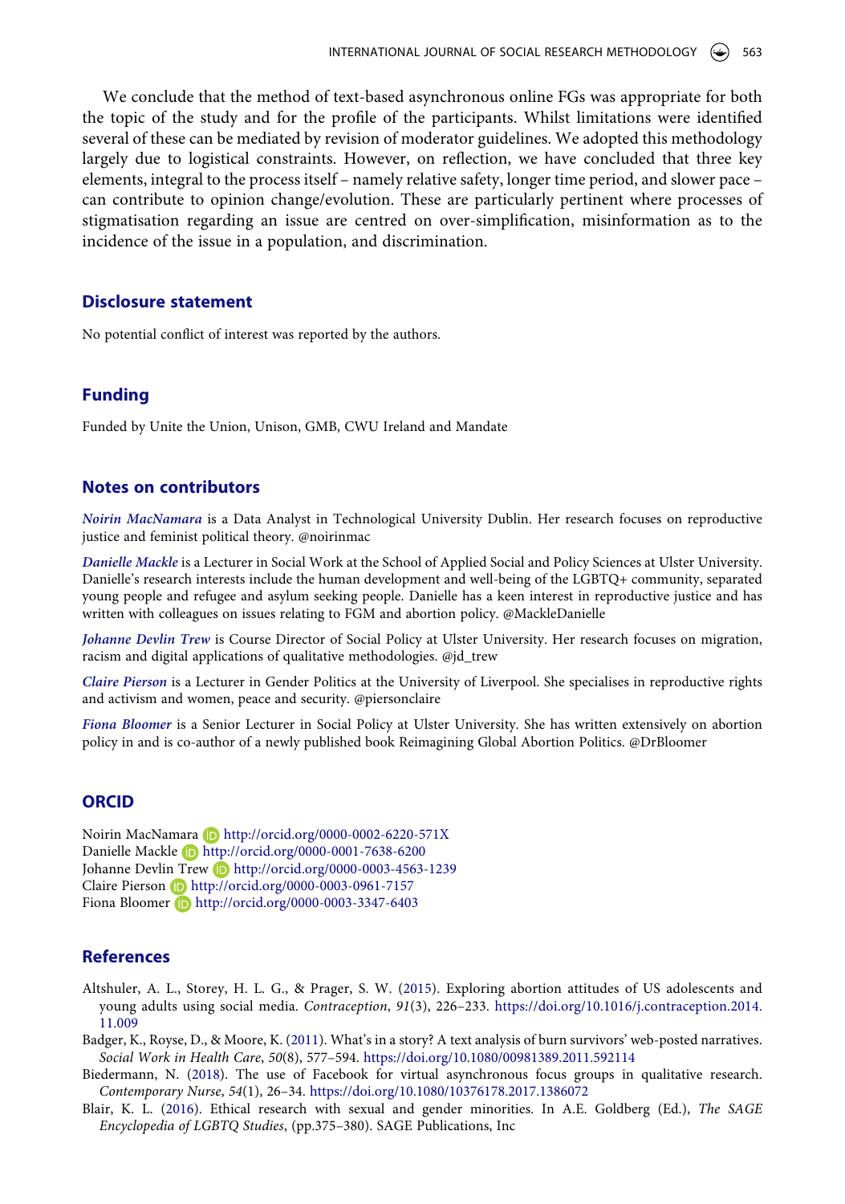We conclude that the method of text-based asynchronous online FGs was appropriate for both the topic of the study and for the profile of the participants. Whilst limitations were identified several of these can be mediated by revision of moderator guidelines. We adopted this methodology largely due to logistical constraints. However, on reflection, we have concluded that three key elements, integral to the process itself – namely relative safety, longer time period, and slower pace – can contribute to opinion change/evolution. These are particularly pertinent where processes of stigmatisation regarding an issue are centred on over-simplification, misinformation as to the incidence of the issue in a population, and discrimination.

## Disclosure statement

No potential conflict of interest was reported by the authors.

## Funding

Funded by Unite the Union, Unison, GMB, CWU Ireland and Mandate

## Notes on contributors

*Noirin MacNamara* is a Data Analyst in Technological University Dublin. Her research focuses on reproductive justice and feminist political theory. @noirinmac

*Danielle Mackle* is a Lecturer in Social Work at the School of Applied Social and Policy Sciences at Ulster University. Danielle's research interests include the human development and well-being of the LGBTQ+ community, separated young people and refugee and asylum seeking people. Danielle has a keen interest in reproductive justice and has written with colleagues on issues relating to FGM and abortion policy. @MackleDanielle

*Johanne Devlin Trew* is Course Director of Social Policy at Ulster University. Her research focuses on migration, racism and digital applications of qualitative methodologies. @jd_trew

*Claire Pierson* is a Lecturer in Gender Politics at the University of Liverpool. She specialises in reproductive rights and activism and women, peace and security. @piersonclaire

*Fiona Bloomer* is a Senior Lecturer in Social Policy at Ulster University. She has written extensively on abortion policy in and is co-author of a newly published book Reimagining Global Abortion Politics. @DrBloomer

## ORCID

Noirin MacNamara http://orcid.org/0000-0002-6220-571X
Danielle Mackle http://orcid.org/0000-0001-7638-6200
Johanne Devlin Trew http://orcid.org/0000-0003-4563-1239
Claire Pierson http://orcid.org/0000-0003-0961-7157
Fiona Bloomer http://orcid.org/0000-0003-3347-6403

## References

Altshuler, A. L., Storey, H. L. G., & Prager, S. W. (2015). Exploring abortion attitudes of US adolescents and young adults using social media. *Contraception*, *91*(3), 226–233. https://doi.org/10.1016/j.contraception.2014.11.009

Badger, K., Royse, D., & Moore, K. (2011). What's in a story? A text analysis of burn survivors' web-posted narratives. *Social Work in Health Care*, *50*(8), 577–594. https://doi.org/10.1080/00981389.2011.592114

Biedermann, N. (2018). The use of Facebook for virtual asynchronous focus groups in qualitative research. *Contemporary Nurse*, *54*(1), 26–34. https://doi.org/10.1080/10376178.2017.1386072

Blair, K. L. (2016). Ethical research with sexual and gender minorities. In A.E. Goldberg (Ed.), *The SAGE Encyclopedia of LGBTQ Studies*, (pp.375–380). SAGE Publications, Inc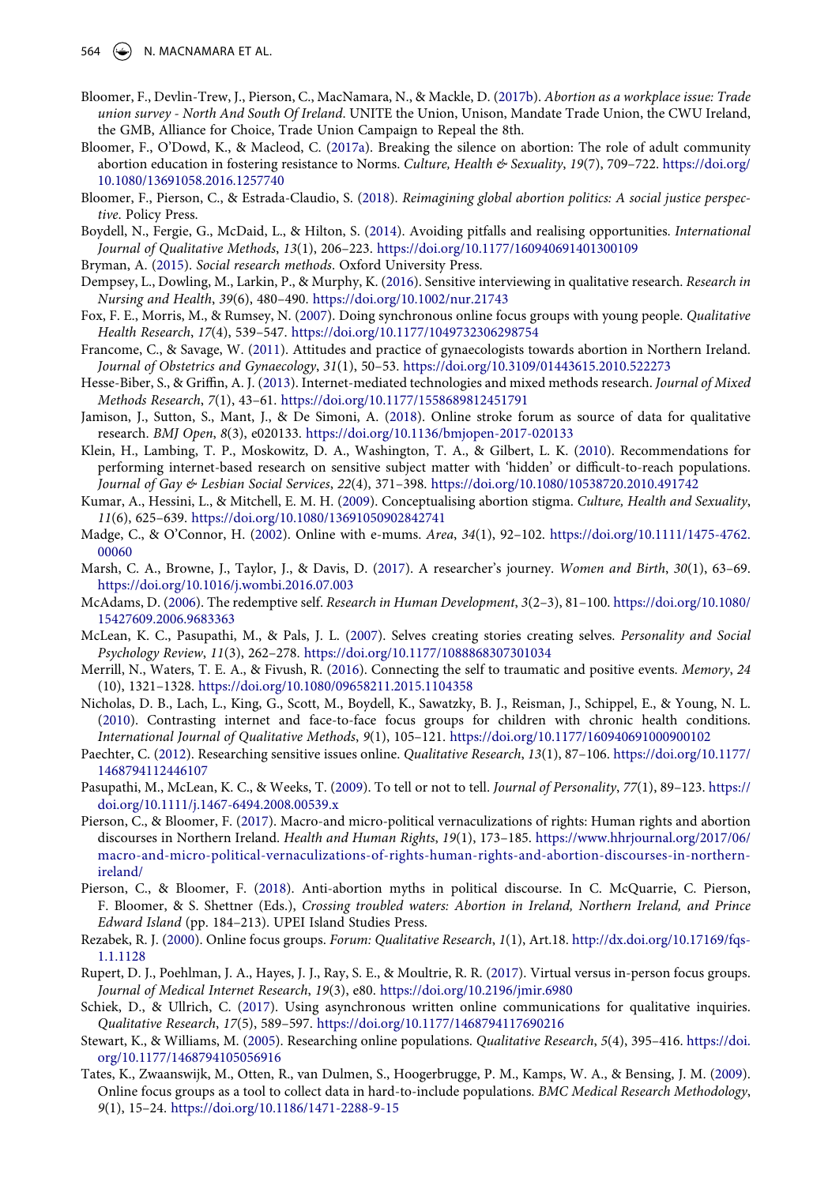Bloomer, F., Devlin-Trew, J., Pierson, C., MacNamara, N., & Mackle, D. (2017b). *Abortion as a workplace issue: Trade union survey - North And South Of Ireland*. UNITE the Union, Unison, Mandate Trade Union, the CWU Ireland, the GMB, Alliance for Choice, Trade Union Campaign to Repeal the 8th.

Bloomer, F., O'Dowd, K., & Macleod, C. (2017a). Breaking the silence on abortion: The role of adult community abortion education in fostering resistance to Norms. *Culture, Health & Sexuality*, *19*(7), 709–722. https://doi.org/10.1080/13691058.2016.1257740

Bloomer, F., Pierson, C., & Estrada-Claudio, S. (2018). *Reimagining global abortion politics: A social justice perspective*. Policy Press.

Boydell, N., Fergie, G., McDaid, L., & Hilton, S. (2014). Avoiding pitfalls and realising opportunities. *International Journal of Qualitative Methods*, *13*(1), 206–223. https://doi.org/10.1177/160940691401300109

Bryman, A. (2015). *Social research methods*. Oxford University Press.

Dempsey, L., Dowling, M., Larkin, P., & Murphy, K. (2016). Sensitive interviewing in qualitative research. *Research in Nursing and Health*, *39*(6), 480–490. https://doi.org/10.1002/nur.21743

Fox, F. E., Morris, M., & Rumsey, N. (2007). Doing synchronous online focus groups with young people. *Qualitative Health Research*, *17*(4), 539–547. https://doi.org/10.1177/1049732306298754

Francome, C., & Savage, W. (2011). Attitudes and practice of gynaecologists towards abortion in Northern Ireland. *Journal of Obstetrics and Gynaecology*, *31*(1), 50–53. https://doi.org/10.3109/01443615.2010.522273

Hesse-Biber, S., & Griffin, A. J. (2013). Internet-mediated technologies and mixed methods research. *Journal of Mixed Methods Research*, *7*(1), 43–61. https://doi.org/10.1177/1558689812451791

Jamison, J., Sutton, S., Mant, J., & De Simoni, A. (2018). Online stroke forum as source of data for qualitative research. *BMJ Open*, *8*(3), e020133. https://doi.org/10.1136/bmjopen-2017-020133

Klein, H., Lambing, T. P., Moskowitz, D. A., Washington, T. A., & Gilbert, L. K. (2010). Recommendations for performing internet-based research on sensitive subject matter with 'hidden' or difficult-to-reach populations. *Journal of Gay & Lesbian Social Services*, *22*(4), 371–398. https://doi.org/10.1080/10538720.2010.491742

Kumar, A., Hessini, L., & Mitchell, E. M. H. (2009). Conceptualising abortion stigma. *Culture, Health and Sexuality*, *11*(6), 625–639. https://doi.org/10.1080/13691050902842741

Madge, C., & O'Connor, H. (2002). Online with e-mums. *Area*, *34*(1), 92–102. https://doi.org/10.1111/1475-4762.00060

Marsh, C. A., Browne, J., Taylor, J., & Davis, D. (2017). A researcher's journey. *Women and Birth*, *30*(1), 63–69. https://doi.org/10.1016/j.wombi.2016.07.003

McAdams, D. (2006). The redemptive self. *Research in Human Development*, *3*(2–3), 81–100. https://doi.org/10.1080/15427609.2006.9683363

McLean, K. C., Pasupathi, M., & Pals, J. L. (2007). Selves creating stories creating selves. *Personality and Social Psychology Review*, *11*(3), 262–278. https://doi.org/10.1177/1088868307301034

Merrill, N., Waters, T. E. A., & Fivush, R. (2016). Connecting the self to traumatic and positive events. *Memory*, *24*(10), 1321–1328. https://doi.org/10.1080/09658211.2015.1104358

Nicholas, D. B., Lach, L., King, G., Scott, M., Boydell, K., Sawatzky, B. J., Reisman, J., Schippel, E., & Young, N. L. (2010). Contrasting internet and face-to-face focus groups for children with chronic health conditions. *International Journal of Qualitative Methods*, *9*(1), 105–121. https://doi.org/10.1177/160940691000900102

Paechter, C. (2012). Researching sensitive issues online. *Qualitative Research*, *13*(1), 87–106. https://doi.org/10.1177/1468794112446107

Pasupathi, M., McLean, K. C., & Weeks, T. (2009). To tell or not to tell. *Journal of Personality*, *77*(1), 89–123. https://doi.org/10.1111/j.1467-6494.2008.00539.x

Pierson, C., & Bloomer, F. (2017). Macro-and micro-political vernaculizations of rights: Human rights and abortion discourses in Northern Ireland. *Health and Human Rights*, *19*(1), 173–185. https://www.hhrjournal.org/2017/06/macro-and-micro-political-vernaculizations-of-rights-human-rights-and-abortion-discourses-in-northern-ireland/

Pierson, C., & Bloomer, F. (2018). Anti-abortion myths in political discourse. In C. McQuarrie, C. Pierson, F. Bloomer, & S. Shettner (Eds.), *Crossing troubled waters: Abortion in Ireland, Northern Ireland, and Prince Edward Island* (pp. 184–213). UPEI Island Studies Press.

Rezabek, R. J. (2000). Online focus groups. *Forum: Qualitative Research*, *1*(1), Art.18. http://dx.doi.org/10.17169/fqs-1.1.1128

Rupert, D. J., Poehlman, J. A., Hayes, J. J., Ray, S. E., & Moultrie, R. R. (2017). Virtual versus in-person focus groups. *Journal of Medical Internet Research*, *19*(3), e80. https://doi.org/10.2196/jmir.6980

Schiek, D., & Ullrich, C. (2017). Using asynchronous written online communications for qualitative inquiries. *Qualitative Research*, *17*(5), 589–597. https://doi.org/10.1177/1468794117690216

Stewart, K., & Williams, M. (2005). Researching online populations. *Qualitative Research*, *5*(4), 395–416. https://doi.org/10.1177/1468794105056916

Tates, K., Zwaanswijk, M., Otten, R., van Dulmen, S., Hoogerbrugge, P. M., Kamps, W. A., & Bensing, J. M. (2009). Online focus groups as a tool to collect data in hard-to-include populations. *BMC Medical Research Methodology*, *9*(1), 15–24. https://doi.org/10.1186/1471-2288-9-15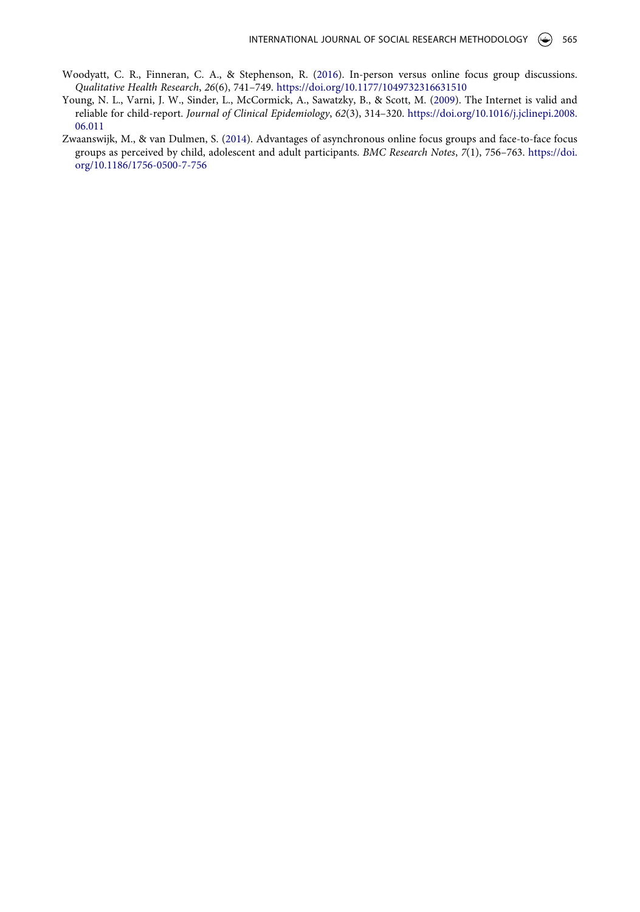Woodyatt, C. R., Finneran, C. A., & Stephenson, R. (2016). In-person versus online focus group discussions. *Qualitative Health Research*, *26*(6), 741–749. https://doi.org/10.1177/1049732316631510

Young, N. L., Varni, J. W., Sinder, L., McCormick, A., Sawatzky, B., & Scott, M. (2009). The Internet is valid and reliable for child-report. *Journal of Clinical Epidemiology*, *62*(3), 314–320. https://doi.org/10.1016/j.jclinepi.2008.06.011

Zwaanswijk, M., & van Dulmen, S. (2014). Advantages of asynchronous online focus groups and face-to-face focus groups as perceived by child, adolescent and adult participants. *BMC Research Notes*, *7*(1), 756–763. https://doi.org/10.1186/1756-0500-7-756